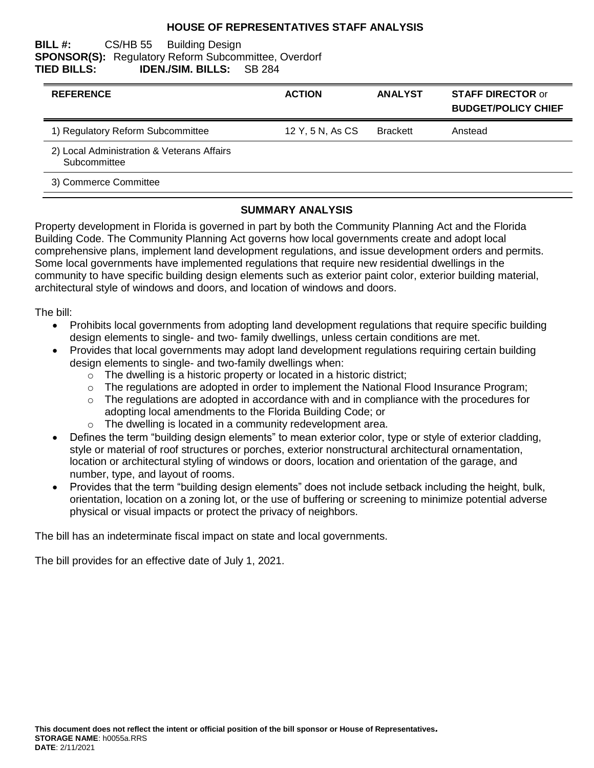# HOUSE OF REPRESENTATIVES STAFF ANALYSIS

**BILL #:** CS/HB 55 Building Design
**SPONSOR(S):** Regulatory Reform Subcommittee, Overdorf
**TIED BILLS:** **IDEN./SIM. BILLS:** SB 284

| REFERENCE | ACTION | ANALYST | STAFF DIRECTOR or BUDGET/POLICY CHIEF |
|---|---|---|---|
| 1) Regulatory Reform Subcommittee | 12 Y, 5 N, As CS | Brackett | Anstead |
| 2) Local Administration & Veterans Affairs Subcommittee | | | |
| 3) Commerce Committee | | | |

## SUMMARY ANALYSIS

Property development in Florida is governed in part by both the Community Planning Act and the Florida Building Code. The Community Planning Act governs how local governments create and adopt local comprehensive plans, implement land development regulations, and issue development orders and permits. Some local governments have implemented regulations that require new residential dwellings in the community to have specific building design elements such as exterior paint color, exterior building material, architectural style of windows and doors, and location of windows and doors.

The bill:

- Prohibits local governments from adopting land development regulations that require specific building design elements to single- and two- family dwellings, unless certain conditions are met.
- Provides that local governments may adopt land development regulations requiring certain building design elements to single- and two-family dwellings when:
  - The dwelling is a historic property or located in a historic district;
  - The regulations are adopted in order to implement the National Flood Insurance Program;
  - The regulations are adopted in accordance with and in compliance with the procedures for adopting local amendments to the Florida Building Code; or
  - The dwelling is located in a community redevelopment area.
- Defines the term "building design elements" to mean exterior color, type or style of exterior cladding, style or material of roof structures or porches, exterior nonstructural architectural ornamentation, location or architectural styling of windows or doors, location and orientation of the garage, and number, type, and layout of rooms.
- Provides that the term "building design elements" does not include setback including the height, bulk, orientation, location on a zoning lot, or the use of buffering or screening to minimize potential adverse physical or visual impacts or protect the privacy of neighbors.

The bill has an indeterminate fiscal impact on state and local governments.

The bill provides for an effective date of July 1, 2021.

**This document does not reflect the intent or official position of the bill sponsor or House of Representatives.**
**STORAGE NAME**: h0055a.RRS
**DATE**: 2/11/2021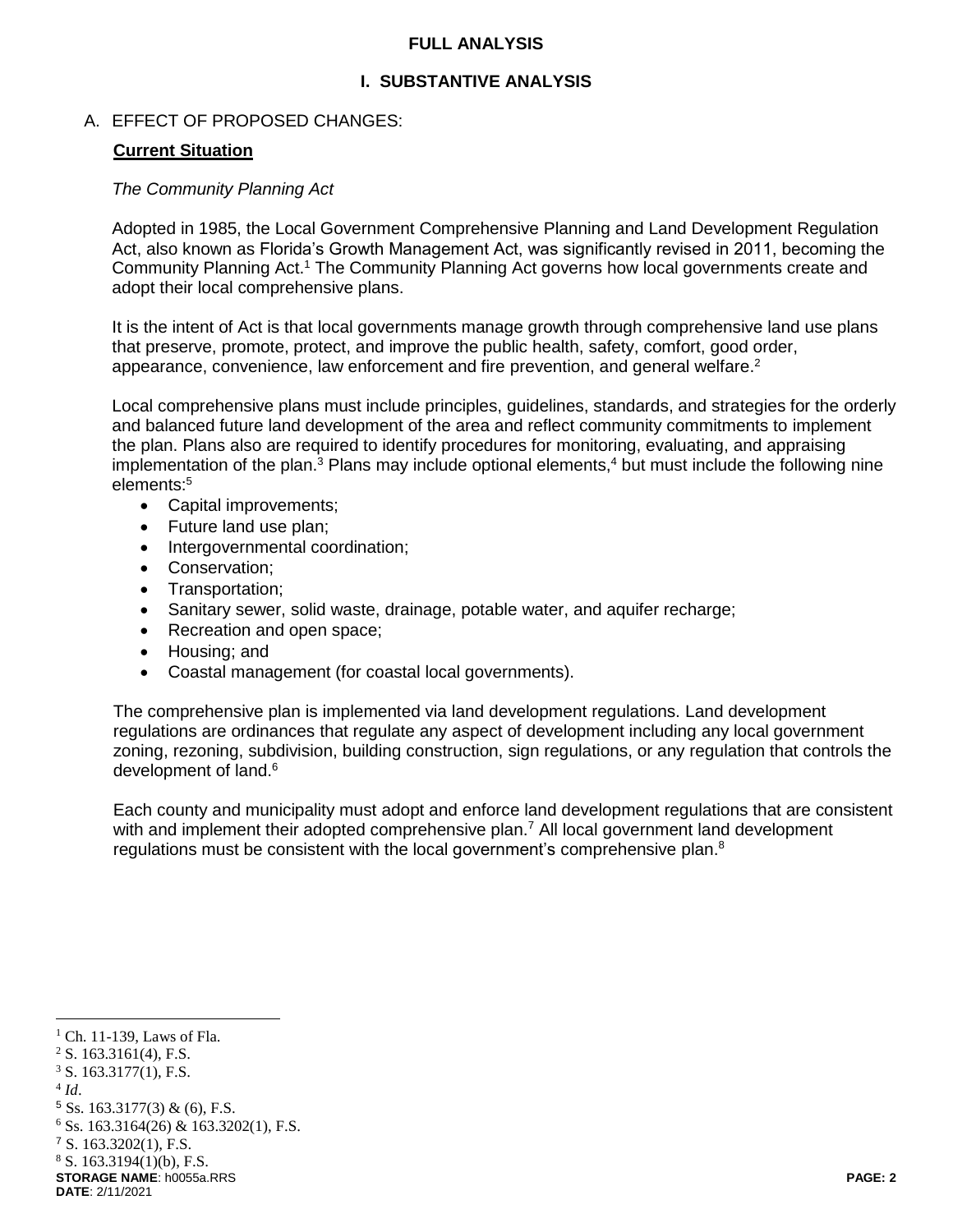## FULL ANALYSIS

## I. SUBSTANTIVE ANALYSIS

A. EFFECT OF PROPOSED CHANGES:

**Current Situation**

*The Community Planning Act*

Adopted in 1985, the Local Government Comprehensive Planning and Land Development Regulation Act, also known as Florida's Growth Management Act, was significantly revised in 2011, becoming the Community Planning Act.[1] The Community Planning Act governs how local governments create and adopt their local comprehensive plans.

It is the intent of Act is that local governments manage growth through comprehensive land use plans that preserve, promote, protect, and improve the public health, safety, comfort, good order, appearance, convenience, law enforcement and fire prevention, and general welfare.[2]

Local comprehensive plans must include principles, guidelines, standards, and strategies for the orderly and balanced future land development of the area and reflect community commitments to implement the plan. Plans also are required to identify procedures for monitoring, evaluating, and appraising implementation of the plan.[3] Plans may include optional elements,[4] but must include the following nine elements:[5]

- Capital improvements;
- Future land use plan;
- Intergovernmental coordination;
- Conservation;
- Transportation;
- Sanitary sewer, solid waste, drainage, potable water, and aquifer recharge;
- Recreation and open space;
- Housing; and
- Coastal management (for coastal local governments).

The comprehensive plan is implemented via land development regulations. Land development regulations are ordinances that regulate any aspect of development including any local government zoning, rezoning, subdivision, building construction, sign regulations, or any regulation that controls the development of land.[6]

Each county and municipality must adopt and enforce land development regulations that are consistent with and implement their adopted comprehensive plan.[7] All local government land development regulations must be consistent with the local government's comprehensive plan.[8]

---

[1] Ch. 11-139, Laws of Fla.
[2] S. 163.3161(4), F.S.
[3] S. 163.3177(1), F.S.
[4] *Id*.
[5] Ss. 163.3177(3) & (6), F.S.
[6] Ss. 163.3164(26) & 163.3202(1), F.S.
[7] S. 163.3202(1), F.S.
[8] S. 163.3194(1)(b), F.S.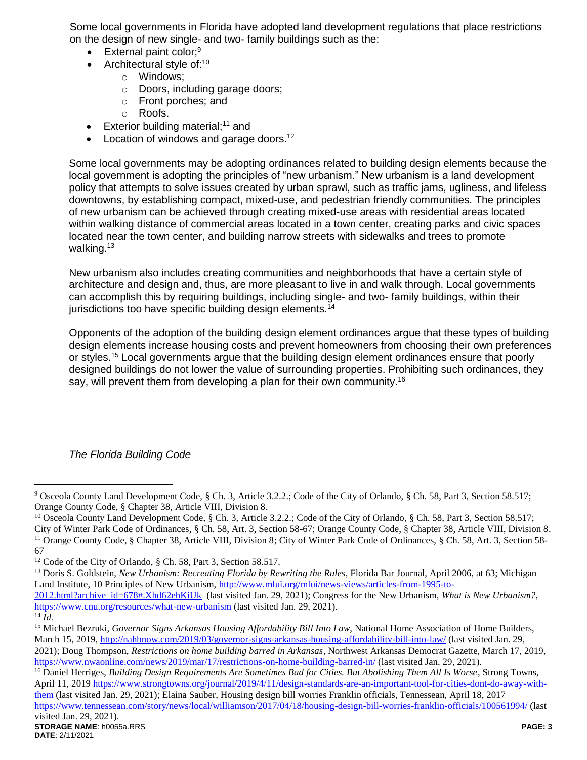Some local governments in Florida have adopted land development regulations that place restrictions on the design of new single- and two- family buildings such as the:

- External paint color;[9]
- Architectural style of:[10]
  - Windows;
  - Doors, including garage doors;
  - Front porches; and
  - Roofs.
- Exterior building material;[11] and
- Location of windows and garage doors.[12]

Some local governments may be adopting ordinances related to building design elements because the local government is adopting the principles of "new urbanism." New urbanism is a land development policy that attempts to solve issues created by urban sprawl, such as traffic jams, ugliness, and lifeless downtowns, by establishing compact, mixed-use, and pedestrian friendly communities. The principles of new urbanism can be achieved through creating mixed-use areas with residential areas located within walking distance of commercial areas located in a town center, creating parks and civic spaces located near the town center, and building narrow streets with sidewalks and trees to promote walking.[13]

New urbanism also includes creating communities and neighborhoods that have a certain style of architecture and design and, thus, are more pleasant to live in and walk through. Local governments can accomplish this by requiring buildings, including single- and two- family buildings, within their jurisdictions too have specific building design elements.[14]

Opponents of the adoption of the building design element ordinances argue that these types of building design elements increase housing costs and prevent homeowners from choosing their own preferences or styles.[15] Local governments argue that the building design element ordinances ensure that poorly designed buildings do not lower the value of surrounding properties. Prohibiting such ordinances, they say, will prevent them from developing a plan for their own community.[16]

*The Florida Building Code*

---

[9] Osceola County Land Development Code, § Ch. 3, Article 3.2.2.; Code of the City of Orlando, § Ch. 58, Part 3, Section 58.517; Orange County Code, § Chapter 38, Article VIII, Division 8.

[10] Osceola County Land Development Code, § Ch. 3, Article 3.2.2.; Code of the City of Orlando, § Ch. 58, Part 3, Section 58.517; City of Winter Park Code of Ordinances, § Ch. 58, Art. 3, Section 58-67; Orange County Code, § Chapter 38, Article VIII, Division 8.

[11] Orange County Code, § Chapter 38, Article VIII, Division 8; City of Winter Park Code of Ordinances, § Ch. 58, Art. 3, Section 58-67

[12] Code of the City of Orlando, § Ch. 58, Part 3, Section 58.517.

[13] Doris S. Goldstein, *New Urbanism: Recreating Florida by Rewriting the Rules*, Florida Bar Journal, April 2006, at 63; Michigan Land Institute, 10 Principles of New Urbanism, http://www.mlui.org/mlui/news-views/articles-from-1995-to-2012.html?archive_id=678#.Xhd62ehKiUk (last visited Jan. 29, 2021); Congress for the New Urbanism, *What is New Urbanism?*, https://www.cnu.org/resources/what-new-urbanism (last visited Jan. 29, 2021).

[14] *Id.*

[15] Michael Bezruki, *Governor Signs Arkansas Housing Affordability Bill Into Law*, National Home Association of Home Builders, March 15, 2019, http://nahbnow.com/2019/03/governor-signs-arkansas-housing-affordability-bill-into-law/ (last visited Jan. 29, 2021); Doug Thompson, *Restrictions on home building barred in Arkansas*, Northwest Arkansas Democrat Gazette, March 17, 2019, https://www.nwaonline.com/news/2019/mar/17/restrictions-on-home-building-barred-in/ (last visited Jan. 29, 2021).

[16] Daniel Herriges, *Building Design Requirements Are Sometimes Bad for Cities. But Abolishing Them All Is Worse*, Strong Towns, April 11, 2019 https://www.strongtowns.org/journal/2019/4/11/design-standards-are-an-important-tool-for-cities-dont-do-away-with-them (last visited Jan. 29, 2021); Elaina Sauber, Housing design bill worries Franklin officials, Tennessean, April 18, 2017 https://www.tennessean.com/story/news/local/williamson/2017/04/18/housing-design-bill-worries-franklin-officials/100561994/ (last visited Jan. 29, 2021).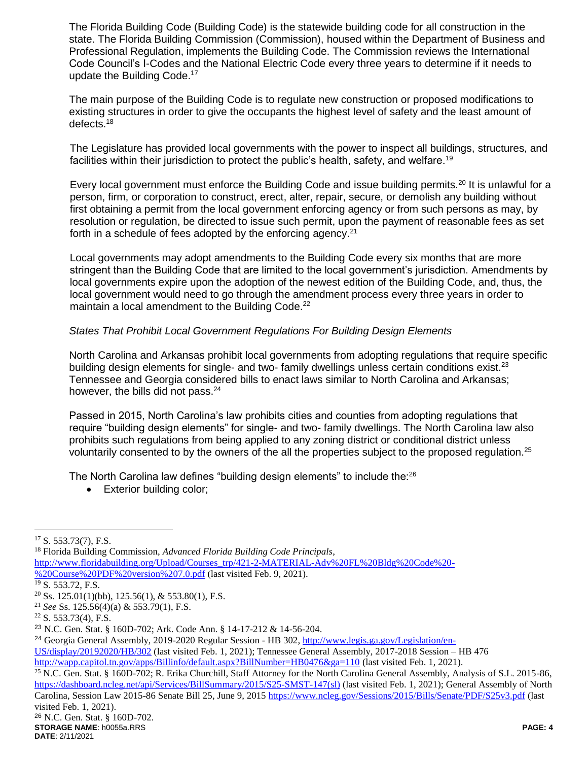The Florida Building Code (Building Code) is the statewide building code for all construction in the state. The Florida Building Commission (Commission), housed within the Department of Business and Professional Regulation, implements the Building Code. The Commission reviews the International Code Council's I-Codes and the National Electric Code every three years to determine if it needs to update the Building Code.[17]

The main purpose of the Building Code is to regulate new construction or proposed modifications to existing structures in order to give the occupants the highest level of safety and the least amount of defects.[18]

The Legislature has provided local governments with the power to inspect all buildings, structures, and facilities within their jurisdiction to protect the public's health, safety, and welfare.[19]

Every local government must enforce the Building Code and issue building permits.[20] It is unlawful for a person, firm, or corporation to construct, erect, alter, repair, secure, or demolish any building without first obtaining a permit from the local government enforcing agency or from such persons as may, by resolution or regulation, be directed to issue such permit, upon the payment of reasonable fees as set forth in a schedule of fees adopted by the enforcing agency.[21]

Local governments may adopt amendments to the Building Code every six months that are more stringent than the Building Code that are limited to the local government's jurisdiction. Amendments by local governments expire upon the adoption of the newest edition of the Building Code, and, thus, the local government would need to go through the amendment process every three years in order to maintain a local amendment to the Building Code.[22]

*States That Prohibit Local Government Regulations For Building Design Elements*

North Carolina and Arkansas prohibit local governments from adopting regulations that require specific building design elements for single- and two- family dwellings unless certain conditions exist.[23] Tennessee and Georgia considered bills to enact laws similar to North Carolina and Arkansas; however, the bills did not pass.[24]

Passed in 2015, North Carolina's law prohibits cities and counties from adopting regulations that require "building design elements" for single- and two- family dwellings. The North Carolina law also prohibits such regulations from being applied to any zoning district or conditional district unless voluntarily consented to by the owners of the all the properties subject to the proposed regulation.[25]

The North Carolina law defines "building design elements" to include the:[26]

- Exterior building color;

---

[17] S. 553.73(7), F.S.

[18] Florida Building Commission, *Advanced Florida Building Code Principals*, http://www.floridabuilding.org/Upload/Courses_trp/421-2-MATERIAL-Adv%20FL%20Bldg%20Code%20-%20Course%20PDF%20version%207.0.pdf (last visited Feb. 9, 2021).

[19] S. 553.72, F.S.

[20] Ss. 125.01(1)(bb), 125.56(1), & 553.80(1), F.S.

[21] *See* Ss. 125.56(4)(a) & 553.79(1), F.S.

[22] S. 553.73(4), F.S.

[23] N.C. Gen. Stat. § 160D-702; Ark. Code Ann. § 14-17-212 & 14-56-204.

[24] Georgia General Assembly, 2019-2020 Regular Session - HB 302, http://www.legis.ga.gov/Legislation/en-US/display/20192020/HB/302 (last visited Feb. 1, 2021); Tennessee General Assembly, 2017-2018 Session – HB 476 http://wapp.capitol.tn.gov/apps/Billinfo/default.aspx?BillNumber=HB0476&ga=110 (last visited Feb. 1, 2021).

[25] N.C. Gen. Stat. § 160D-702; R. Erika Churchill, Staff Attorney for the North Carolina General Assembly, Analysis of S.L. 2015-86, https://dashboard.ncleg.net/api/Services/BillSummary/2015/S25-SMST-147(sl) (last visited Feb. 1, 2021); General Assembly of North Carolina, Session Law 2015-86 Senate Bill 25, June 9, 2015 https://www.ncleg.gov/Sessions/2015/Bills/Senate/PDF/S25v3.pdf (last visited Feb. 1, 2021).

[26] N.C. Gen. Stat. § 160D-702.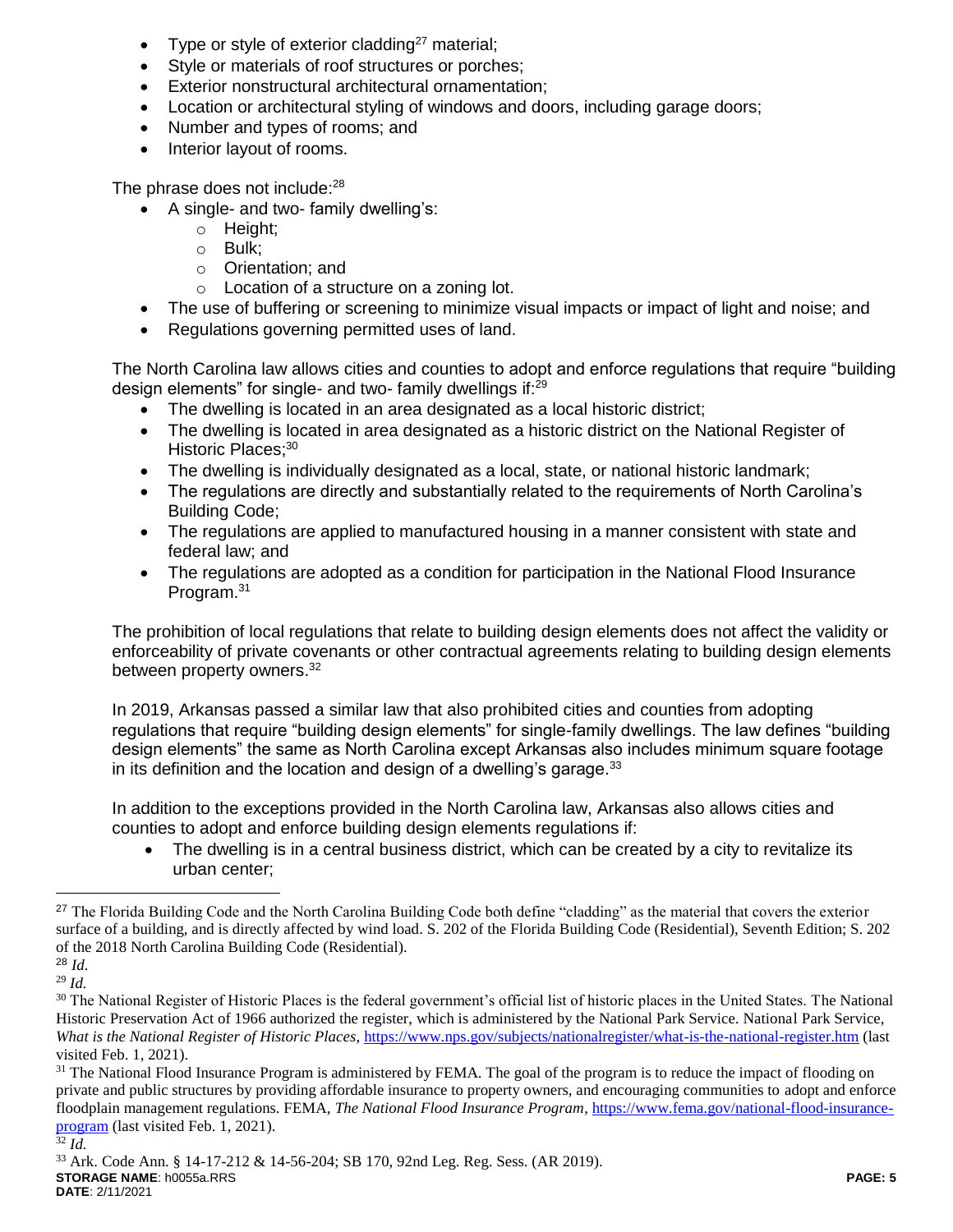- Type or style of exterior cladding[27] material;
- Style or materials of roof structures or porches;
- Exterior nonstructural architectural ornamentation;
- Location or architectural styling of windows and doors, including garage doors;
- Number and types of rooms; and
- Interior layout of rooms.

The phrase does not include:[28]

- A single- and two- family dwelling's:
  - Height;
  - Bulk;
  - Orientation; and
  - Location of a structure on a zoning lot.
- The use of buffering or screening to minimize visual impacts or impact of light and noise; and
- Regulations governing permitted uses of land.

The North Carolina law allows cities and counties to adopt and enforce regulations that require "building design elements" for single- and two- family dwellings if:[29]

- The dwelling is located in an area designated as a local historic district;
- The dwelling is located in area designated as a historic district on the National Register of Historic Places;[30]
- The dwelling is individually designated as a local, state, or national historic landmark;
- The regulations are directly and substantially related to the requirements of North Carolina's Building Code;
- The regulations are applied to manufactured housing in a manner consistent with state and federal law; and
- The regulations are adopted as a condition for participation in the National Flood Insurance Program.[31]

The prohibition of local regulations that relate to building design elements does not affect the validity or enforceability of private covenants or other contractual agreements relating to building design elements between property owners.[32]

In 2019, Arkansas passed a similar law that also prohibited cities and counties from adopting regulations that require "building design elements" for single-family dwellings. The law defines "building design elements" the same as North Carolina except Arkansas also includes minimum square footage in its definition and the location and design of a dwelling's garage.[33]

In addition to the exceptions provided in the North Carolina law, Arkansas also allows cities and counties to adopt and enforce building design elements regulations if:

- The dwelling is in a central business district, which can be created by a city to revitalize its urban center;

---

[27] The Florida Building Code and the North Carolina Building Code both define "cladding" as the material that covers the exterior surface of a building, and is directly affected by wind load. S. 202 of the Florida Building Code (Residential), Seventh Edition; S. 202 of the 2018 North Carolina Building Code (Residential).

[28] *Id*.

[29] *Id.*

[30] The National Register of Historic Places is the federal government's official list of historic places in the United States. The National Historic Preservation Act of 1966 authorized the register, which is administered by the National Park Service. National Park Service, *What is the National Register of Historic Places*, https://www.nps.gov/subjects/nationalregister/what-is-the-national-register.htm (last visited Feb. 1, 2021).

[31] The National Flood Insurance Program is administered by FEMA. The goal of the program is to reduce the impact of flooding on private and public structures by providing affordable insurance to property owners, and encouraging communities to adopt and enforce floodplain management regulations. FEMA, *The National Flood Insurance Program*, https://www.fema.gov/national-flood-insurance-program (last visited Feb. 1, 2021).

[32] *Id.*

[33] Ark. Code Ann. § 14-17-212 & 14-56-204; SB 170, 92nd Leg. Reg. Sess. (AR 2019).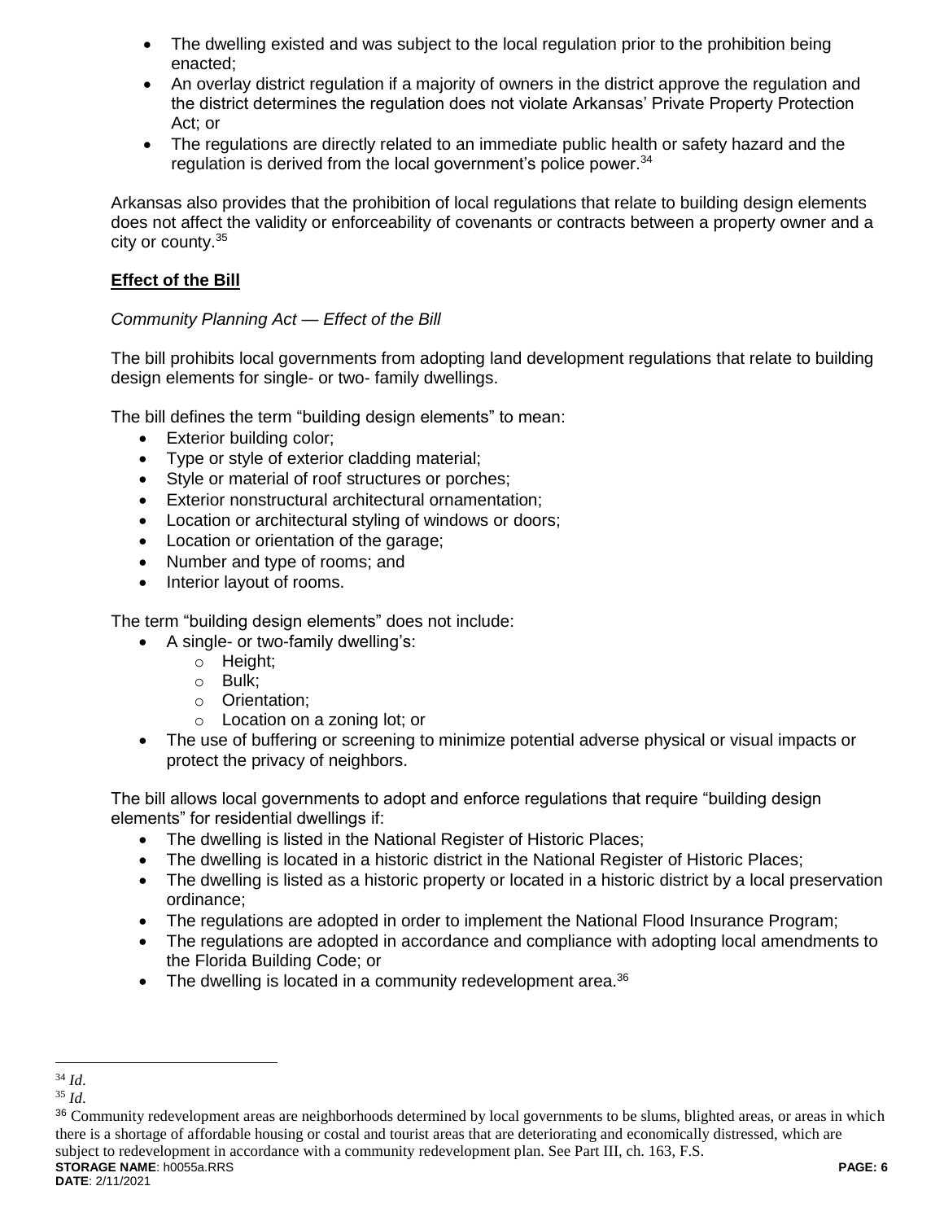- The dwelling existed and was subject to the local regulation prior to the prohibition being enacted;
- An overlay district regulation if a majority of owners in the district approve the regulation and the district determines the regulation does not violate Arkansas' Private Property Protection Act; or
- The regulations are directly related to an immediate public health or safety hazard and the regulation is derived from the local government's police power.[34]

Arkansas also provides that the prohibition of local regulations that relate to building design elements does not affect the validity or enforceability of covenants or contracts between a property owner and a city or county.[35]

## Effect of the Bill

*Community Planning Act — Effect of the Bill*

The bill prohibits local governments from adopting land development regulations that relate to building design elements for single- or two- family dwellings.

The bill defines the term "building design elements" to mean:

- Exterior building color;
- Type or style of exterior cladding material;
- Style or material of roof structures or porches;
- Exterior nonstructural architectural ornamentation;
- Location or architectural styling of windows or doors;
- Location or orientation of the garage;
- Number and type of rooms; and
- Interior layout of rooms.

The term "building design elements" does not include:

- A single- or two-family dwelling's:
  - Height;
  - Bulk;
  - Orientation;
  - Location on a zoning lot; or
- The use of buffering or screening to minimize potential adverse physical or visual impacts or protect the privacy of neighbors.

The bill allows local governments to adopt and enforce regulations that require "building design elements" for residential dwellings if:

- The dwelling is listed in the National Register of Historic Places;
- The dwelling is located in a historic district in the National Register of Historic Places;
- The dwelling is listed as a historic property or located in a historic district by a local preservation ordinance;
- The regulations are adopted in order to implement the National Flood Insurance Program;
- The regulations are adopted in accordance and compliance with adopting local amendments to the Florida Building Code; or
- The dwelling is located in a community redevelopment area.[36]

---

[34] *Id*.

[35] *Id*.

[36] Community redevelopment areas are neighborhoods determined by local governments to be slums, blighted areas, or areas in which there is a shortage of affordable housing or costal and tourist areas that are deteriorating and economically distressed, which are subject to redevelopment in accordance with a community redevelopment plan. See Part III, ch. 163, F.S.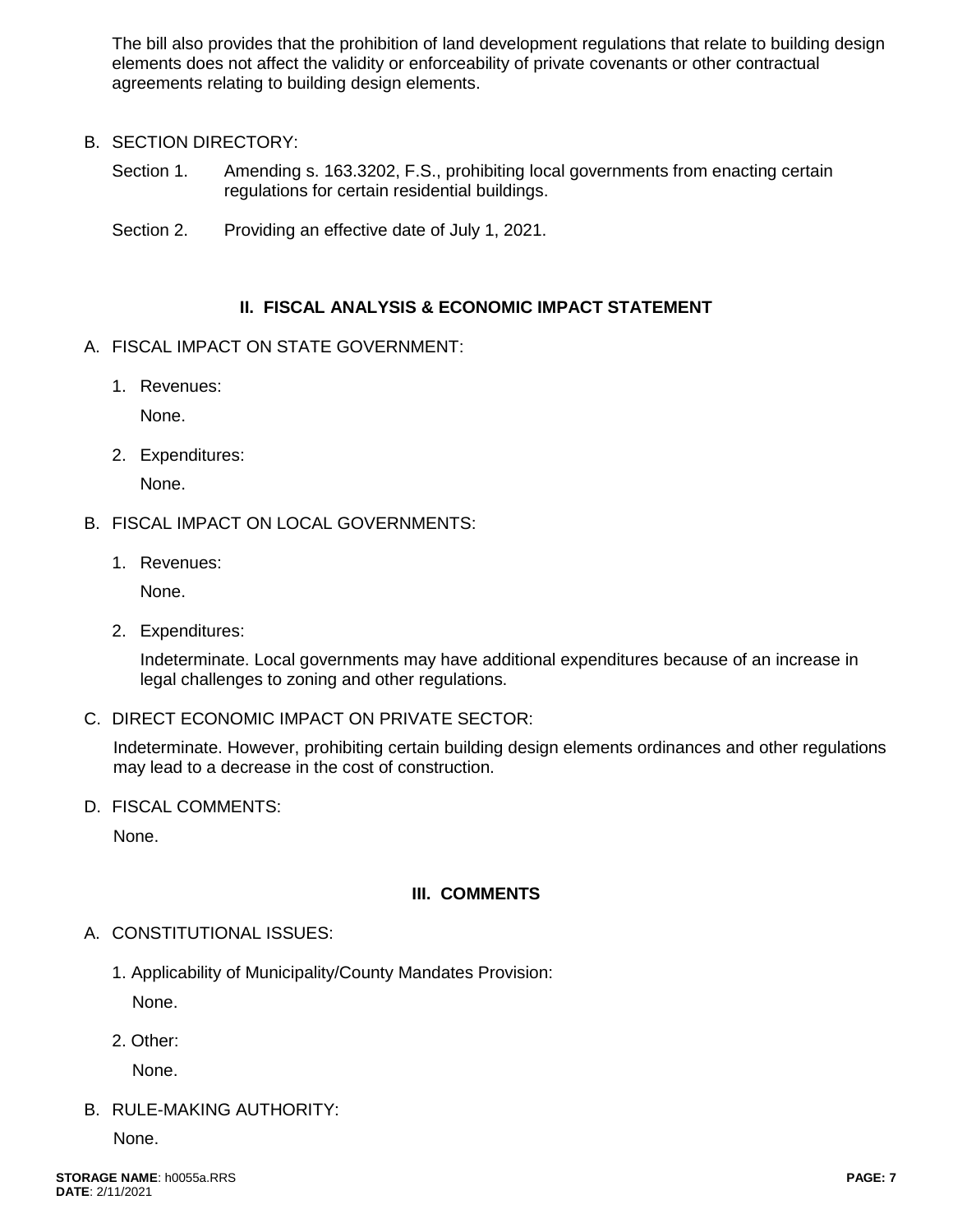The bill also provides that the prohibition of land development regulations that relate to building design elements does not affect the validity or enforceability of private covenants or other contractual agreements relating to building design elements.

B. SECTION DIRECTORY:

Section 1. Amending s. 163.3202, F.S., prohibiting local governments from enacting certain regulations for certain residential buildings.

Section 2. Providing an effective date of July 1, 2021.

## II. FISCAL ANALYSIS & ECONOMIC IMPACT STATEMENT

A. FISCAL IMPACT ON STATE GOVERNMENT:

1. Revenues:

   None.

2. Expenditures:

   None.

B. FISCAL IMPACT ON LOCAL GOVERNMENTS:

1. Revenues:

   None.

2. Expenditures:

   Indeterminate. Local governments may have additional expenditures because of an increase in legal challenges to zoning and other regulations.

C. DIRECT ECONOMIC IMPACT ON PRIVATE SECTOR:

Indeterminate. However, prohibiting certain building design elements ordinances and other regulations may lead to a decrease in the cost of construction.

D. FISCAL COMMENTS:

None.

## III. COMMENTS

A. CONSTITUTIONAL ISSUES:

1. Applicability of Municipality/County Mandates Provision:

   None.

2. Other:

   None.

B. RULE-MAKING AUTHORITY:

None.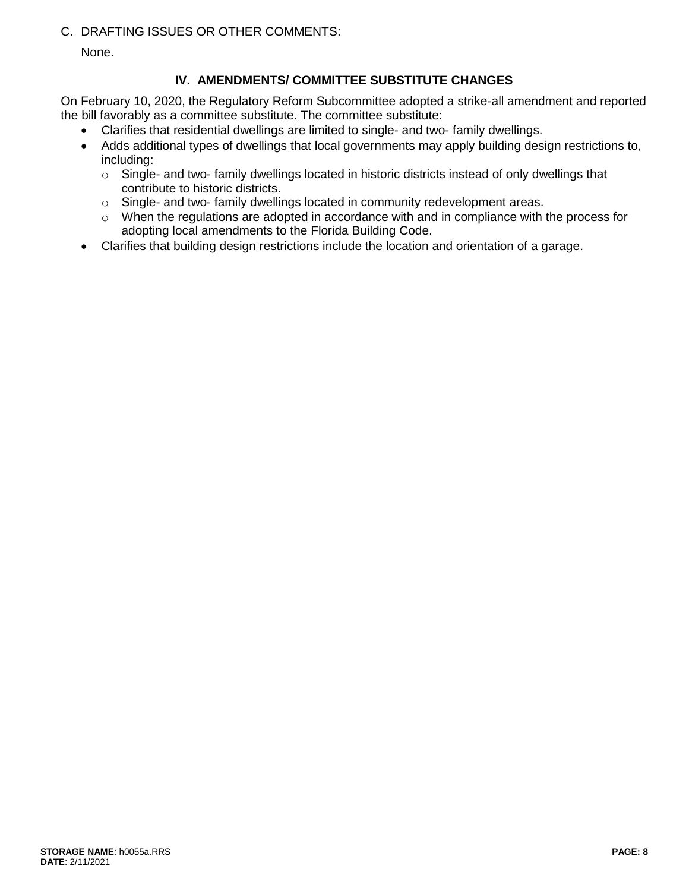C. DRAFTING ISSUES OR OTHER COMMENTS:

None.

## IV. AMENDMENTS/ COMMITTEE SUBSTITUTE CHANGES

On February 10, 2020, the Regulatory Reform Subcommittee adopted a strike-all amendment and reported the bill favorably as a committee substitute. The committee substitute:

- Clarifies that residential dwellings are limited to single- and two- family dwellings.
- Adds additional types of dwellings that local governments may apply building design restrictions to, including:
  - Single- and two- family dwellings located in historic districts instead of only dwellings that contribute to historic districts.
  - Single- and two- family dwellings located in community redevelopment areas.
  - When the regulations are adopted in accordance with and in compliance with the process for adopting local amendments to the Florida Building Code.
- Clarifies that building design restrictions include the location and orientation of a garage.